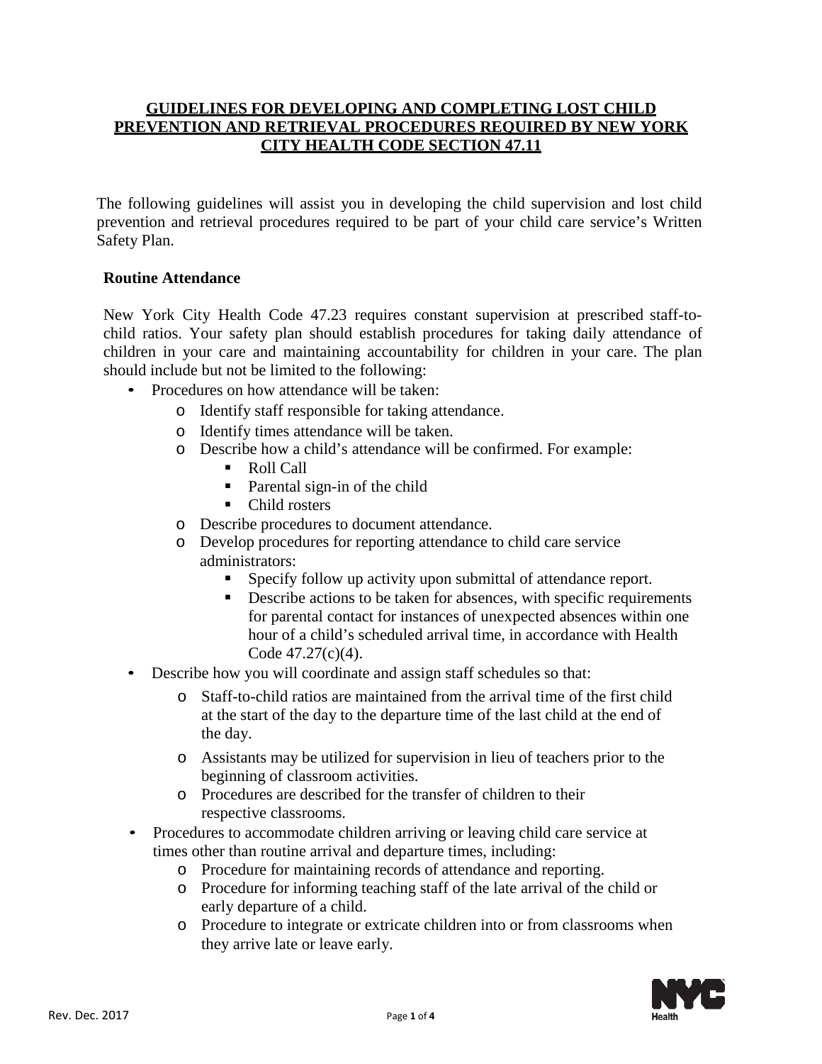# GUIDELINES FOR DEVELOPING AND COMPLETING LOST CHILD PREVENTION AND RETRIEVAL PROCEDURES REQUIRED BY NEW YORK CITY HEALTH CODE SECTION 47.11

The following guidelines will assist you in developing the child supervision and lost child prevention and retrieval procedures required to be part of your child care service's Written Safety Plan.

## Routine Attendance

New York City Health Code 47.23 requires constant supervision at prescribed staff-to-child ratios. Your safety plan should establish procedures for taking daily attendance of children in your care and maintaining accountability for children in your care. The plan should include but not be limited to the following:

- Procedures on how attendance will be taken:
  - Identify staff responsible for taking attendance.
  - Identify times attendance will be taken.
  - Describe how a child's attendance will be confirmed. For example:
    - Roll Call
    - Parental sign-in of the child
    - Child rosters
  - Describe procedures to document attendance.
  - Develop procedures for reporting attendance to child care service administrators:
    - Specify follow up activity upon submittal of attendance report.
    - Describe actions to be taken for absences, with specific requirements for parental contact for instances of unexpected absences within one hour of a child's scheduled arrival time, in accordance with Health Code 47.27(c)(4).
- Describe how you will coordinate and assign staff schedules so that:
  - Staff-to-child ratios are maintained from the arrival time of the first child at the start of the day to the departure time of the last child at the end of the day.
  - Assistants may be utilized for supervision in lieu of teachers prior to the beginning of classroom activities.
  - Procedures are described for the transfer of children to their respective classrooms.
- Procedures to accommodate children arriving or leaving child care service at times other than routine arrival and departure times, including:
  - Procedure for maintaining records of attendance and reporting.
  - Procedure for informing teaching staff of the late arrival of the child or early departure of a child.
  - Procedure to integrate or extricate children into or from classrooms when they arrive late or leave early.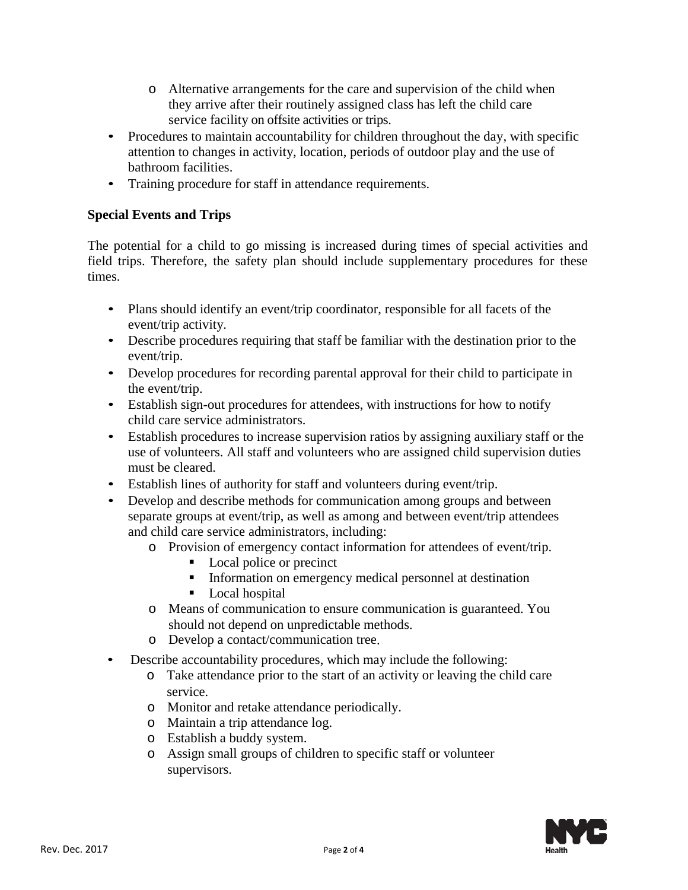- Alternative arrangements for the care and supervision of the child when they arrive after their routinely assigned class has left the child care service facility on offsite activities or trips.
- Procedures to maintain accountability for children throughout the day, with specific attention to changes in activity, location, periods of outdoor play and the use of bathroom facilities.
- Training procedure for staff in attendance requirements.

**Special Events and Trips**

The potential for a child to go missing is increased during times of special activities and field trips. Therefore, the safety plan should include supplementary procedures for these times.

- Plans should identify an event/trip coordinator, responsible for all facets of the event/trip activity.
- Describe procedures requiring that staff be familiar with the destination prior to the event/trip.
- Develop procedures for recording parental approval for their child to participate in the event/trip.
- Establish sign-out procedures for attendees, with instructions for how to notify child care service administrators.
- Establish procedures to increase supervision ratios by assigning auxiliary staff or the use of volunteers. All staff and volunteers who are assigned child supervision duties must be cleared.
- Establish lines of authority for staff and volunteers during event/trip.
- Develop and describe methods for communication among groups and between separate groups at event/trip, as well as among and between event/trip attendees and child care service administrators, including:
  - Provision of emergency contact information for attendees of event/trip.
    - Local police or precinct
    - Information on emergency medical personnel at destination
    - Local hospital
  - Means of communication to ensure communication is guaranteed. You should not depend on unpredictable methods.
  - Develop a contact/communication tree.
- Describe accountability procedures, which may include the following:
  - Take attendance prior to the start of an activity or leaving the child care service.
  - Monitor and retake attendance periodically.
  - Maintain a trip attendance log.
  - Establish a buddy system.
  - Assign small groups of children to specific staff or volunteer supervisors.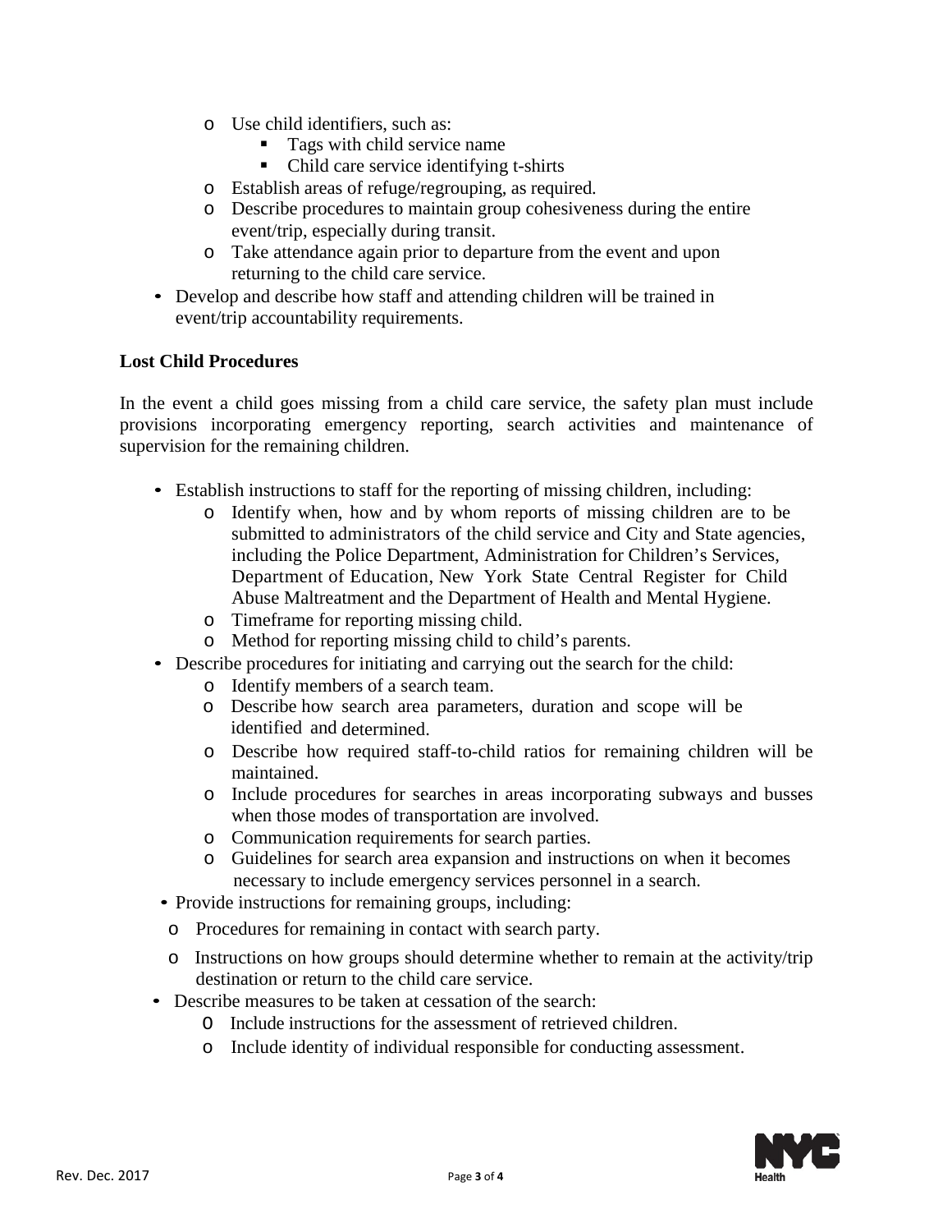- Use child identifiers, such as:
  - Tags with child service name
  - Child care service identifying t-shirts
- Establish areas of refuge/regrouping, as required.
- Describe procedures to maintain group cohesiveness during the entire event/trip, especially during transit.
- Take attendance again prior to departure from the event and upon returning to the child care service.

- Develop and describe how staff and attending children will be trained in event/trip accountability requirements.

**Lost Child Procedures**

In the event a child goes missing from a child care service, the safety plan must include provisions incorporating emergency reporting, search activities and maintenance of supervision for the remaining children.

- Establish instructions to staff for the reporting of missing children, including:
  - Identify when, how and by whom reports of missing children are to be submitted to administrators of the child service and City and State agencies, including the Police Department, Administration for Children's Services, Department of Education, New York State Central Register for Child Abuse Maltreatment and the Department of Health and Mental Hygiene.
  - Timeframe for reporting missing child.
  - Method for reporting missing child to child's parents.
- Describe procedures for initiating and carrying out the search for the child:
  - Identify members of a search team.
  - Describe how search area parameters, duration and scope will be identified and determined.
  - Describe how required staff-to-child ratios for remaining children will be maintained.
  - Include procedures for searches in areas incorporating subways and busses when those modes of transportation are involved.
  - Communication requirements for search parties.
  - Guidelines for search area expansion and instructions on when it becomes necessary to include emergency services personnel in a search.
- Provide instructions for remaining groups, including:
  - Procedures for remaining in contact with search party.
  - Instructions on how groups should determine whether to remain at the activity/trip destination or return to the child care service.
- Describe measures to be taken at cessation of the search:
  - Include instructions for the assessment of retrieved children.
  - Include identity of individual responsible for conducting assessment.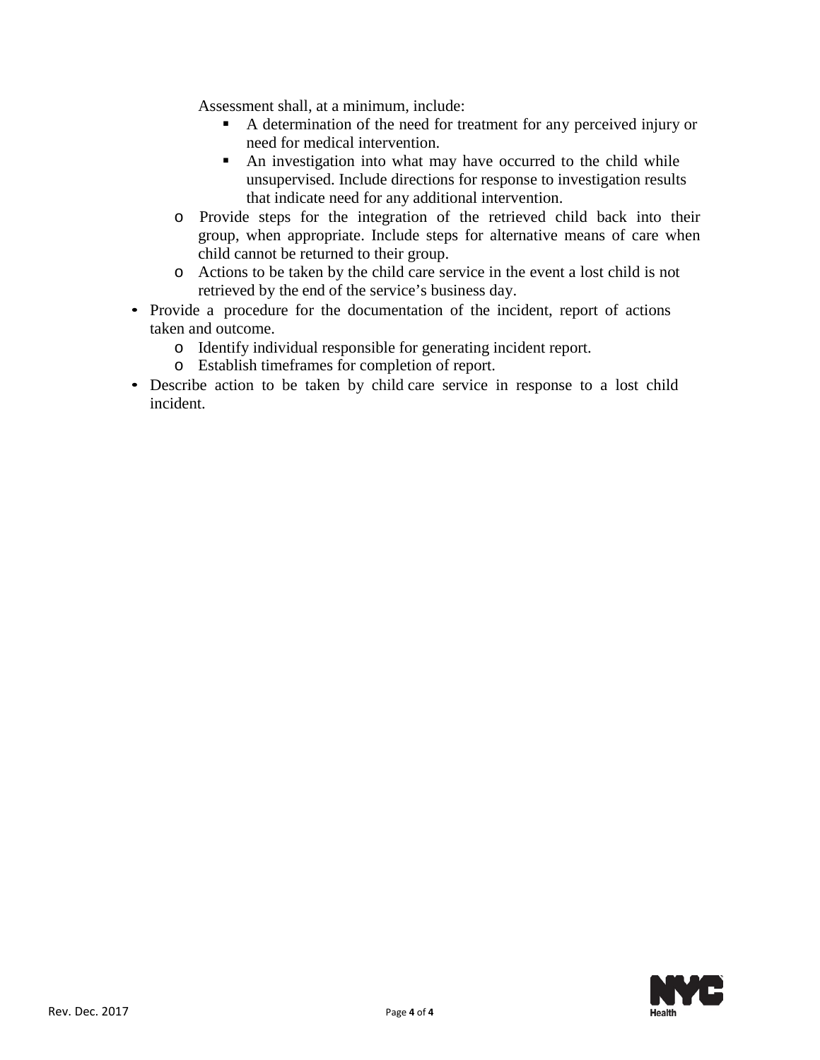Assessment shall, at a minimum, include:

- A determination of the need for treatment for any perceived injury or need for medical intervention.
- An investigation into what may have occurred to the child while unsupervised. Include directions for response to investigation results that indicate need for any additional intervention.

- Provide steps for the integration of the retrieved child back into their group, when appropriate. Include steps for alternative means of care when child cannot be returned to their group.
- Actions to be taken by the child care service in the event a lost child is not retrieved by the end of the service's business day.

- Provide a procedure for the documentation of the incident, report of actions taken and outcome.
  - Identify individual responsible for generating incident report.
  - Establish timeframes for completion of report.
- Describe action to be taken by child care service in response to a lost child incident.